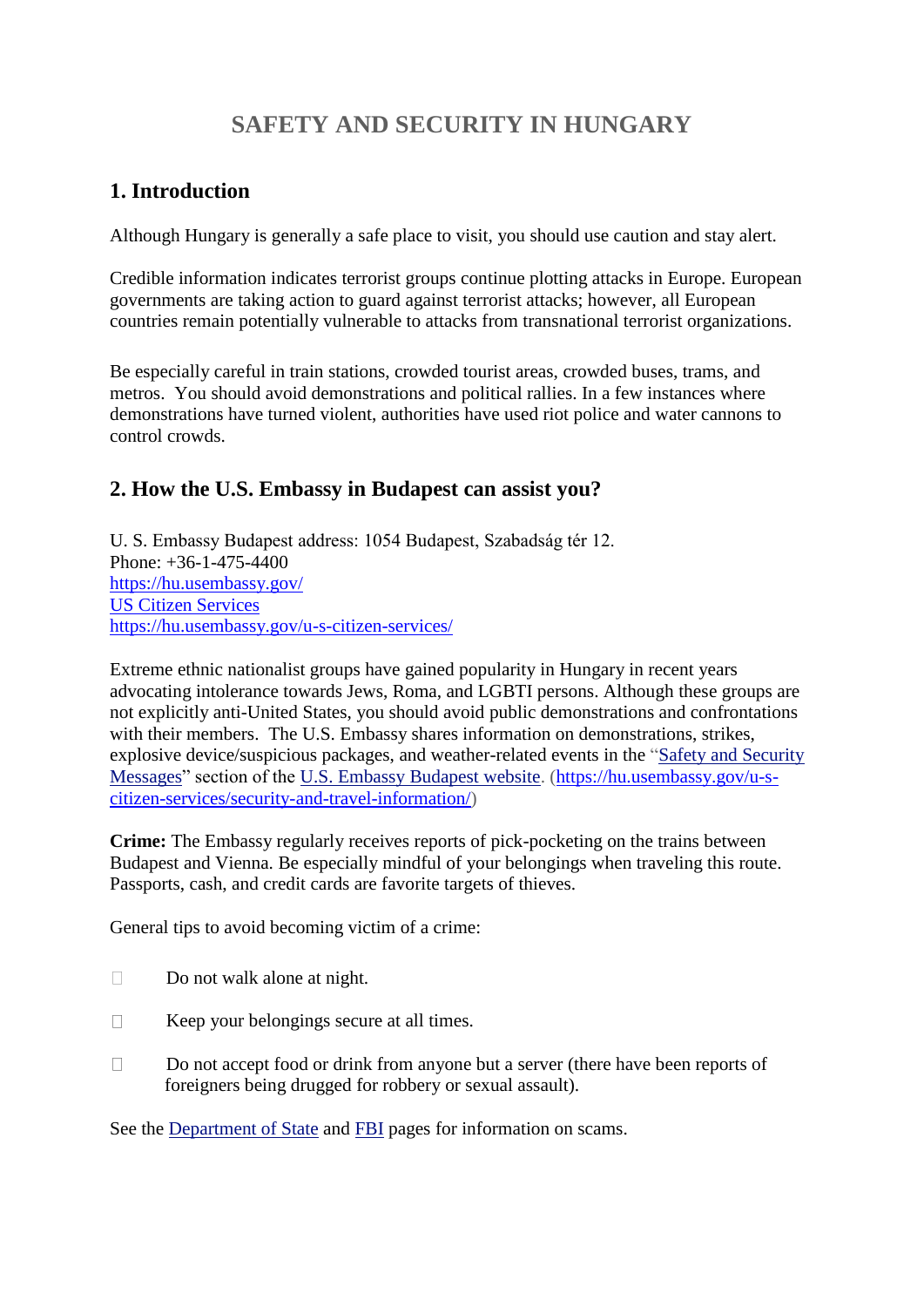# SAFETY AND SECURITY IN HUNGARY

## 1. Introduction

Although Hungary is generally a safe place to visit, you should use caution and stay alert.

Credible information indicates terrorist groups continue plotting attacks in Europe. European governments are taking action to guard against terrorist attacks; however, all European countries remain potentially vulnerable to attacks from transnational terrorist organizations.

Be especially careful in train stations, crowded tourist areas, crowded buses, trams, and metros. You should avoid demonstrations and political rallies. In a few instances where demonstrations have turned violent, authorities have used riot police and water cannons to control crowds.

## 2. How the U.S. Embassy in Budapest can assist you?

U. S. Embassy Budapest address: 1054 Budapest, Szabadság tér 12.
Phone: +36-1-475-4400
https://hu.usembassy.gov/
US Citizen Services
https://hu.usembassy.gov/u-s-citizen-services/

Extreme ethnic nationalist groups have gained popularity in Hungary in recent years advocating intolerance towards Jews, Roma, and LGBTI persons. Although these groups are not explicitly anti-United States, you should avoid public demonstrations and confrontations with their members. The U.S. Embassy shares information on demonstrations, strikes, explosive device/suspicious packages, and weather-related events in the "Safety and Security Messages" section of the U.S. Embassy Budapest website. (https://hu.usembassy.gov/u-s-citizen-services/security-and-travel-information/)

**Crime:** The Embassy regularly receives reports of pick-pocketing on the trains between Budapest and Vienna. Be especially mindful of your belongings when traveling this route. Passports, cash, and credit cards are favorite targets of thieves.

General tips to avoid becoming victim of a crime:

- Do not walk alone at night.
- Keep your belongings secure at all times.
- Do not accept food or drink from anyone but a server (there have been reports of foreigners being drugged for robbery or sexual assault).

See the Department of State and FBI pages for information on scams.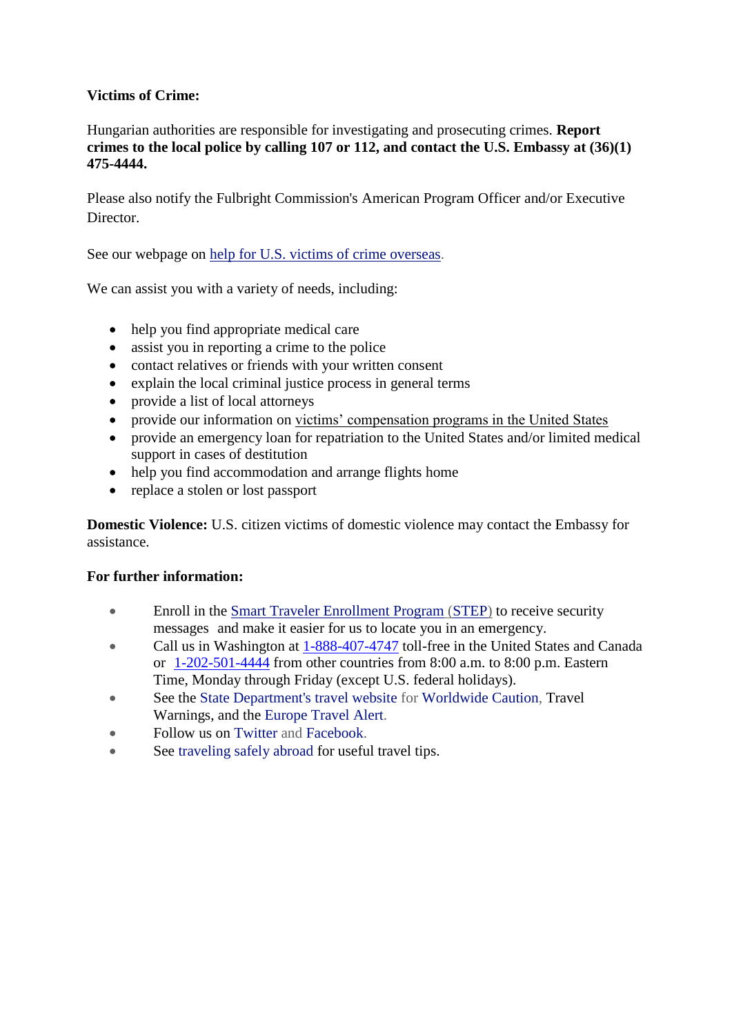**Victims of Crime:**

Hungarian authorities are responsible for investigating and prosecuting crimes. **Report crimes to the local police by calling 107 or 112, and contact the U.S. Embassy at (36)(1) 475-4444.**

Please also notify the Fulbright Commission's American Program Officer and/or Executive Director.

See our webpage on help for U.S. victims of crime overseas.

We can assist you with a variety of needs, including:

- help you find appropriate medical care
- assist you in reporting a crime to the police
- contact relatives or friends with your written consent
- explain the local criminal justice process in general terms
- provide a list of local attorneys
- provide our information on victims' compensation programs in the United States
- provide an emergency loan for repatriation to the United States and/or limited medical support in cases of destitution
- help you find accommodation and arrange flights home
- replace a stolen or lost passport

**Domestic Violence:** U.S. citizen victims of domestic violence may contact the Embassy for assistance.

**For further information:**

- Enroll in the Smart Traveler Enrollment Program (STEP) to receive security messages and make it easier for us to locate you in an emergency.
- Call us in Washington at 1-888-407-4747 toll-free in the United States and Canada or 1-202-501-4444 from other countries from 8:00 a.m. to 8:00 p.m. Eastern Time, Monday through Friday (except U.S. federal holidays).
- See the State Department's travel website for Worldwide Caution, Travel Warnings, and the Europe Travel Alert.
- Follow us on Twitter and Facebook.
- See traveling safely abroad for useful travel tips.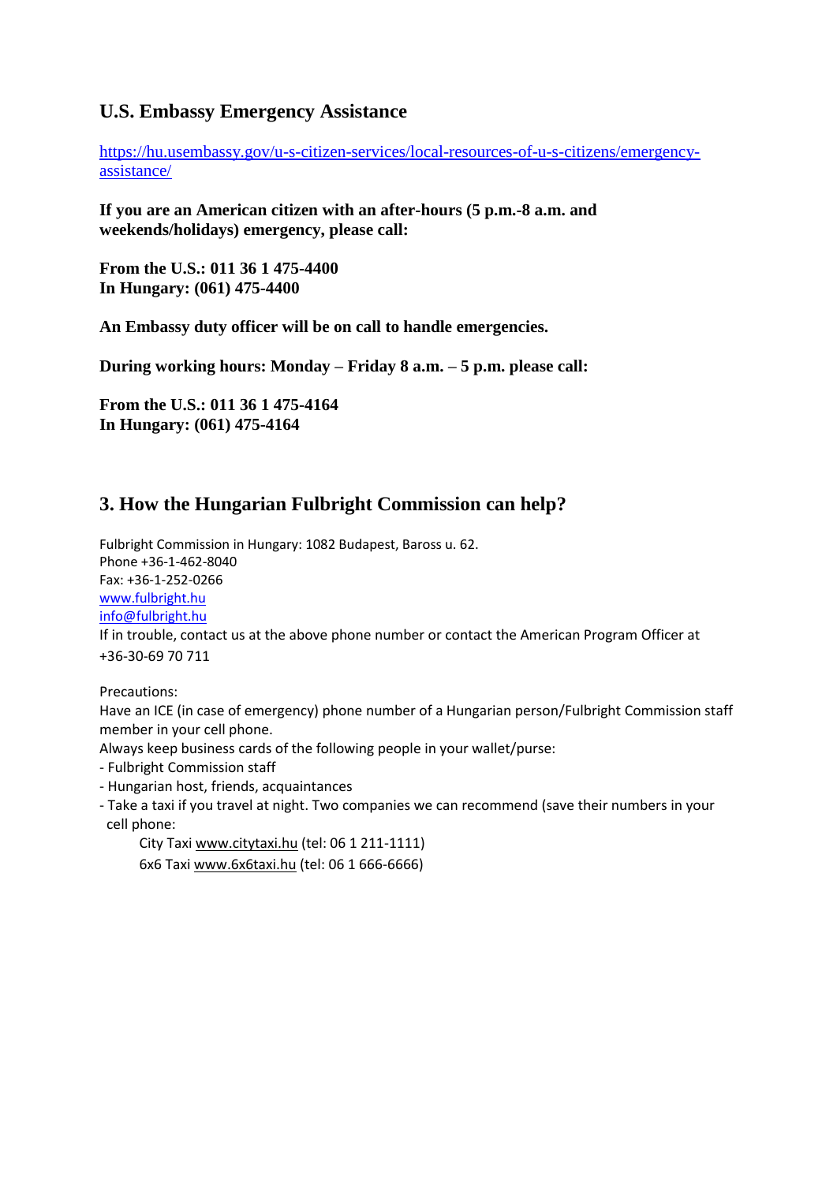## U.S. Embassy Emergency Assistance

[https://hu.usembassy.gov/u-s-citizen-services/local-resources-of-u-s-citizens/emergency-assistance/](https://hu.usembassy.gov/u-s-citizen-services/local-resources-of-u-s-citizens/emergency-assistance/)

**If you are an American citizen with an after-hours (5 p.m.-8 a.m. and weekends/holidays) emergency, please call:**

**From the U.S.: 011 36 1 475-4400**
**In Hungary: (061) 475-4400**

**An Embassy duty officer will be on call to handle emergencies.**

**During working hours: Monday – Friday 8 a.m. – 5 p.m. please call:**

**From the U.S.: 011 36 1 475-4164**
**In Hungary: (061) 475-4164**

## 3. How the Hungarian Fulbright Commission can help?

Fulbright Commission in Hungary: 1082 Budapest, Baross u. 62.
Phone +36-1-462-8040
Fax: +36-1-252-0266
[www.fulbright.hu](www.fulbright.hu)
[info@fulbright.hu](mailto:info@fulbright.hu)
If in trouble, contact us at the above phone number or contact the American Program Officer at +36-30-69 70 711

Precautions:
Have an ICE (in case of emergency) phone number of a Hungarian person/Fulbright Commission staff member in your cell phone.
Always keep business cards of the following people in your wallet/purse:

- Fulbright Commission staff
- Hungarian host, friends, acquaintances
- Take a taxi if you travel at night. Two companies we can recommend (save their numbers in your cell phone:

    City Taxi www.citytaxi.hu (tel: 06 1 211-1111)
    6x6 Taxi www.6x6taxi.hu (tel: 06 1 666-6666)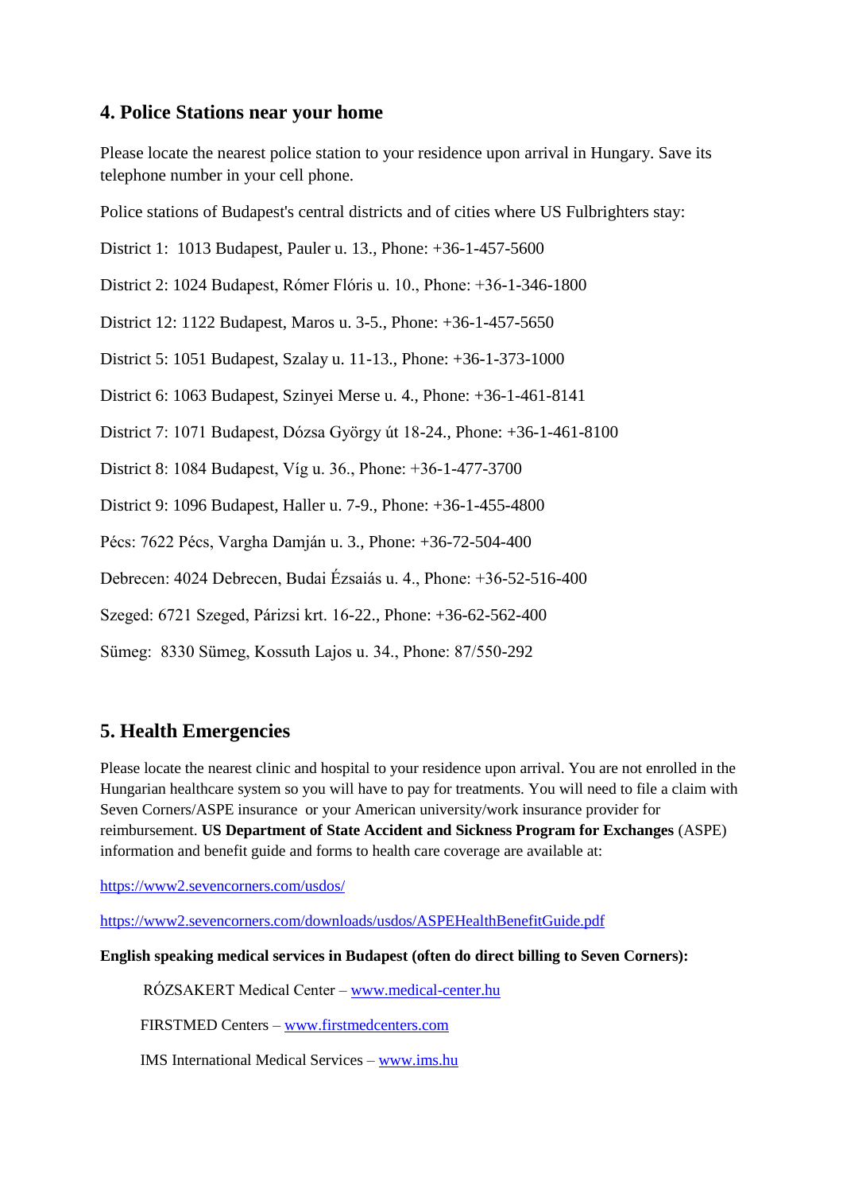## 4. Police Stations near your home

Please locate the nearest police station to your residence upon arrival in Hungary. Save its telephone number in your cell phone.

Police stations of Budapest's central districts and of cities where US Fulbrighters stay:

District 1: 1013 Budapest, Pauler u. 13., Phone: +36-1-457-5600

District 2: 1024 Budapest, Rómer Flóris u. 10., Phone: +36-1-346-1800

District 12: 1122 Budapest, Maros u. 3-5., Phone: +36-1-457-5650

District 5: 1051 Budapest, Szalay u. 11-13., Phone: +36-1-373-1000

District 6: 1063 Budapest, Szinyei Merse u. 4., Phone: +36-1-461-8141

District 7: 1071 Budapest, Dózsa György út 18-24., Phone: +36-1-461-8100

District 8: 1084 Budapest, Víg u. 36., Phone: +36-1-477-3700

District 9: 1096 Budapest, Haller u. 7-9., Phone: +36-1-455-4800

Pécs: 7622 Pécs, Vargha Damján u. 3., Phone: +36-72-504-400

Debrecen: 4024 Debrecen, Budai Ézsaiás u. 4., Phone: +36-52-516-400

Szeged: 6721 Szeged, Párizsi krt. 16-22., Phone: +36-62-562-400

Sümeg: 8330 Sümeg, Kossuth Lajos u. 34., Phone: 87/550-292

## 5. Health Emergencies

Please locate the nearest clinic and hospital to your residence upon arrival. You are not enrolled in the Hungarian healthcare system so you will have to pay for treatments. You will need to file a claim with Seven Corners/ASPE insurance or your American university/work insurance provider for reimbursement. **US Department of State Accident and Sickness Program for Exchanges** (ASPE) information and benefit guide and forms to health care coverage are available at:

https://www2.sevencorners.com/usdos/

https://www2.sevencorners.com/downloads/usdos/ASPEHealthBenefitGuide.pdf

**English speaking medical services in Budapest (often do direct billing to Seven Corners):**

RÓZSAKERT Medical Center – www.medical-center.hu

FIRSTMED Centers – www.firstmedcenters.com

IMS International Medical Services – www.ims.hu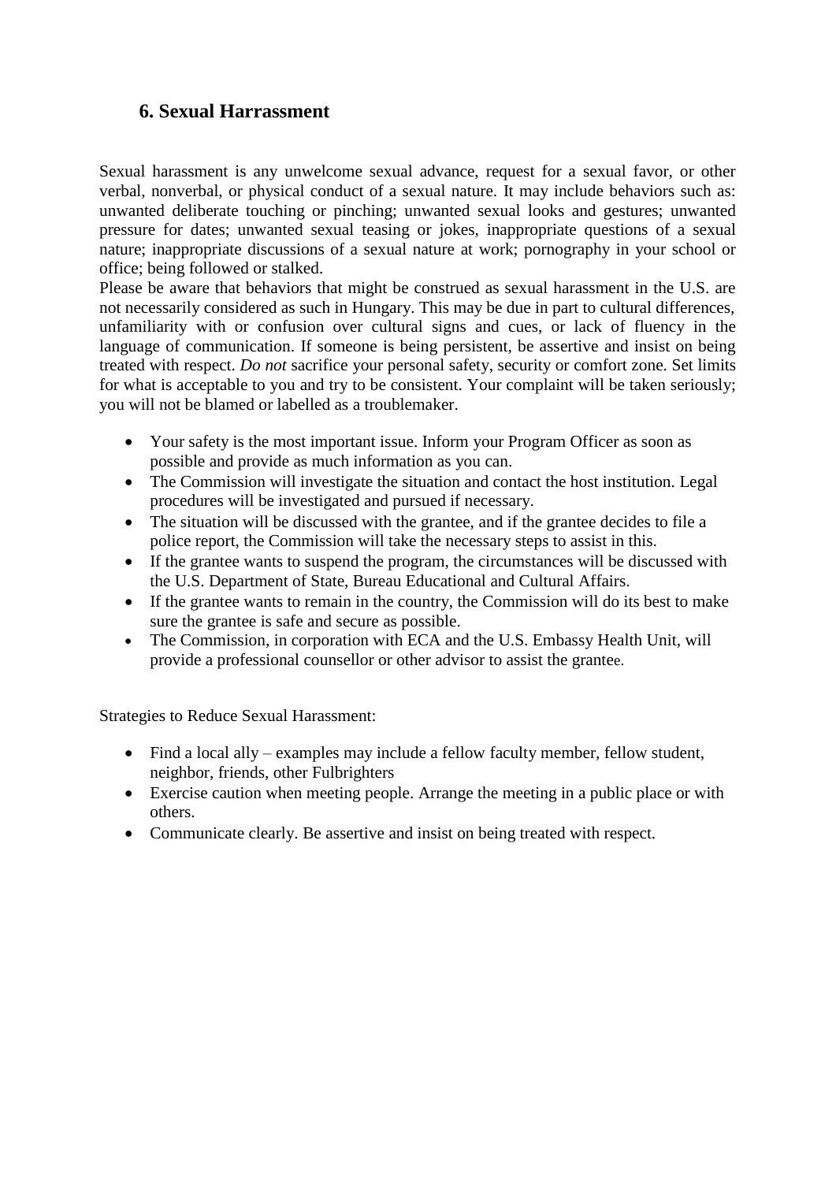## 6. Sexual Harrassment

Sexual harassment is any unwelcome sexual advance, request for a sexual favor, or other verbal, nonverbal, or physical conduct of a sexual nature. It may include behaviors such as: unwanted deliberate touching or pinching; unwanted sexual looks and gestures; unwanted pressure for dates; unwanted sexual teasing or jokes, inappropriate questions of a sexual nature; inappropriate discussions of a sexual nature at work; pornography in your school or office; being followed or stalked.

Please be aware that behaviors that might be construed as sexual harassment in the U.S. are not necessarily considered as such in Hungary. This may be due in part to cultural differences, unfamiliarity with or confusion over cultural signs and cues, or lack of fluency in the language of communication. If someone is being persistent, be assertive and insist on being treated with respect. *Do not* sacrifice your personal safety, security or comfort zone. Set limits for what is acceptable to you and try to be consistent. Your complaint will be taken seriously; you will not be blamed or labelled as a troublemaker.

- Your safety is the most important issue. Inform your Program Officer as soon as possible and provide as much information as you can.
- The Commission will investigate the situation and contact the host institution. Legal procedures will be investigated and pursued if necessary.
- The situation will be discussed with the grantee, and if the grantee decides to file a police report, the Commission will take the necessary steps to assist in this.
- If the grantee wants to suspend the program, the circumstances will be discussed with the U.S. Department of State, Bureau Educational and Cultural Affairs.
- If the grantee wants to remain in the country, the Commission will do its best to make sure the grantee is safe and secure as possible.
- The Commission, in corporation with ECA and the U.S. Embassy Health Unit, will provide a professional counsellor or other advisor to assist the grantee.

Strategies to Reduce Sexual Harassment:

- Find a local ally – examples may include a fellow faculty member, fellow student, neighbor, friends, other Fulbrighters
- Exercise caution when meeting people. Arrange the meeting in a public place or with others.
- Communicate clearly. Be assertive and insist on being treated with respect.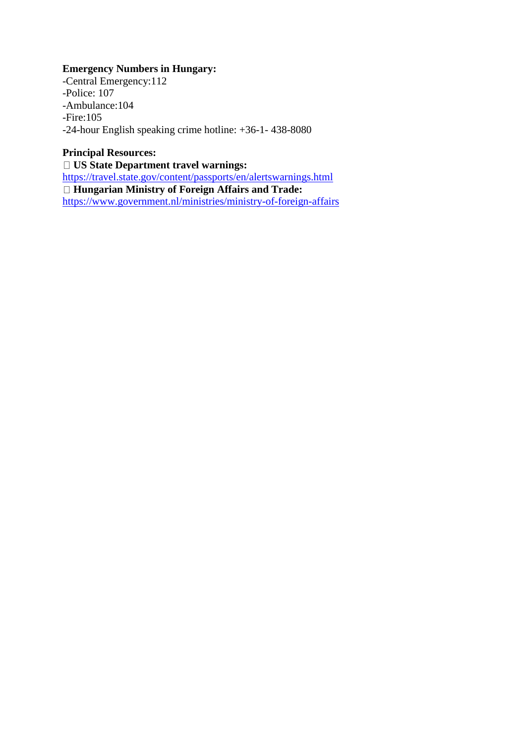**Emergency Numbers in Hungary:**
-Central Emergency:112
-Police: 107
-Ambulance:104
-Fire:105
-24-hour English speaking crime hotline: +36-1- 438-8080

**Principal Resources:**

- **US State Department travel warnings:**
https://travel.state.gov/content/passports/en/alertswarnings.html
- **Hungarian Ministry of Foreign Affairs and Trade:**
https://www.government.nl/ministries/ministry-of-foreign-affairs